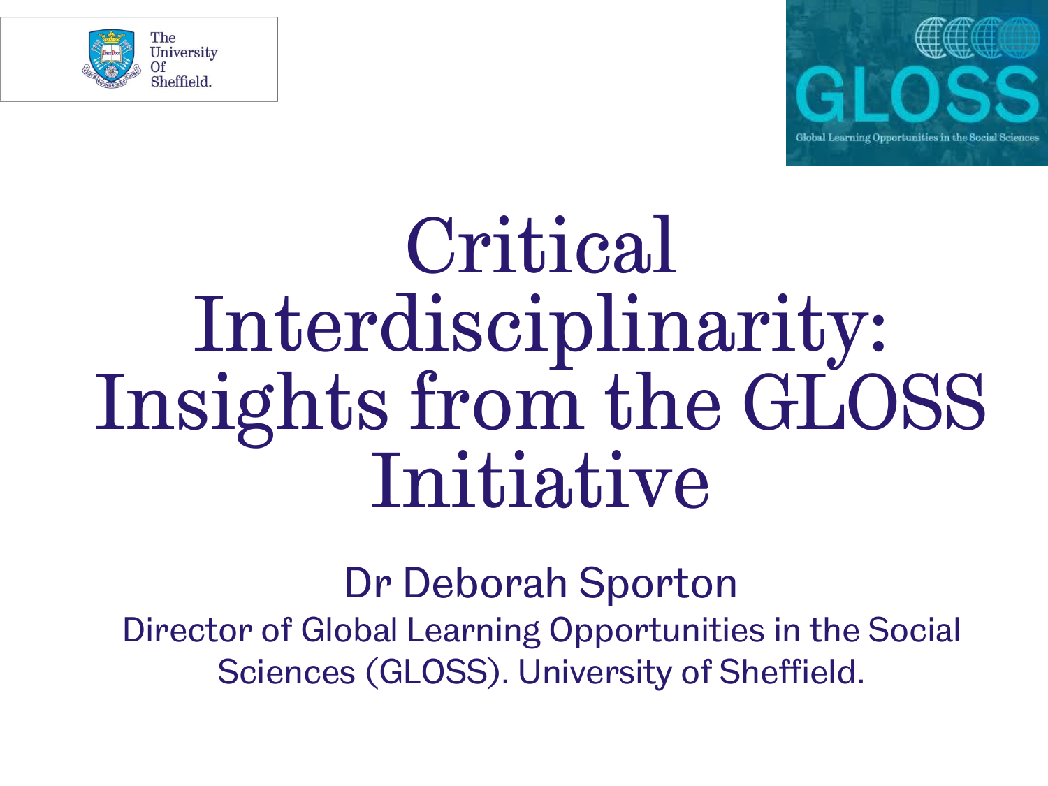# Critical Interdisciplinarity: Insights from the GLOSS Initiative

Dr Deborah Sporton

Director of Global Learning Opportunities in the Social Sciences (GLOSS). University of Sheffield.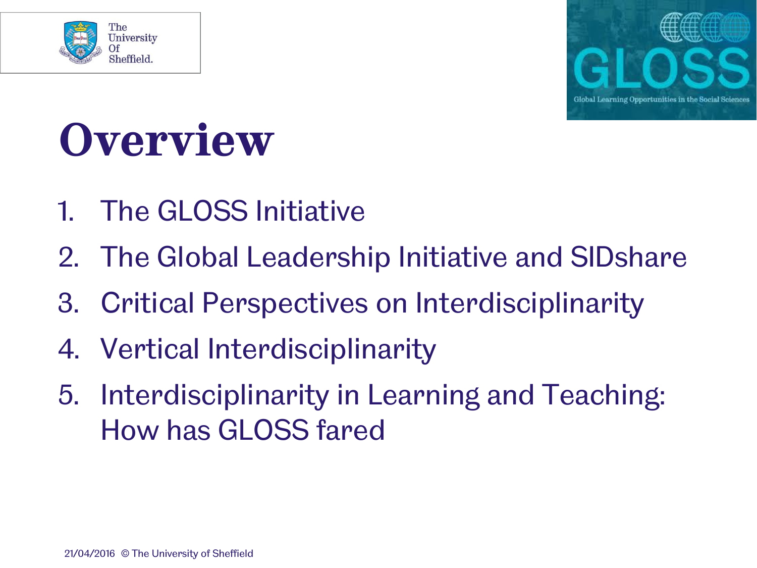# Overview

1. The GLOSS Initiative
2. The Global Leadership Initiative and SIDshare
3. Critical Perspectives on Interdisciplinarity
4. Vertical Interdisciplinarity
5. Interdisciplinarity in Learning and Teaching: How has GLOSS fared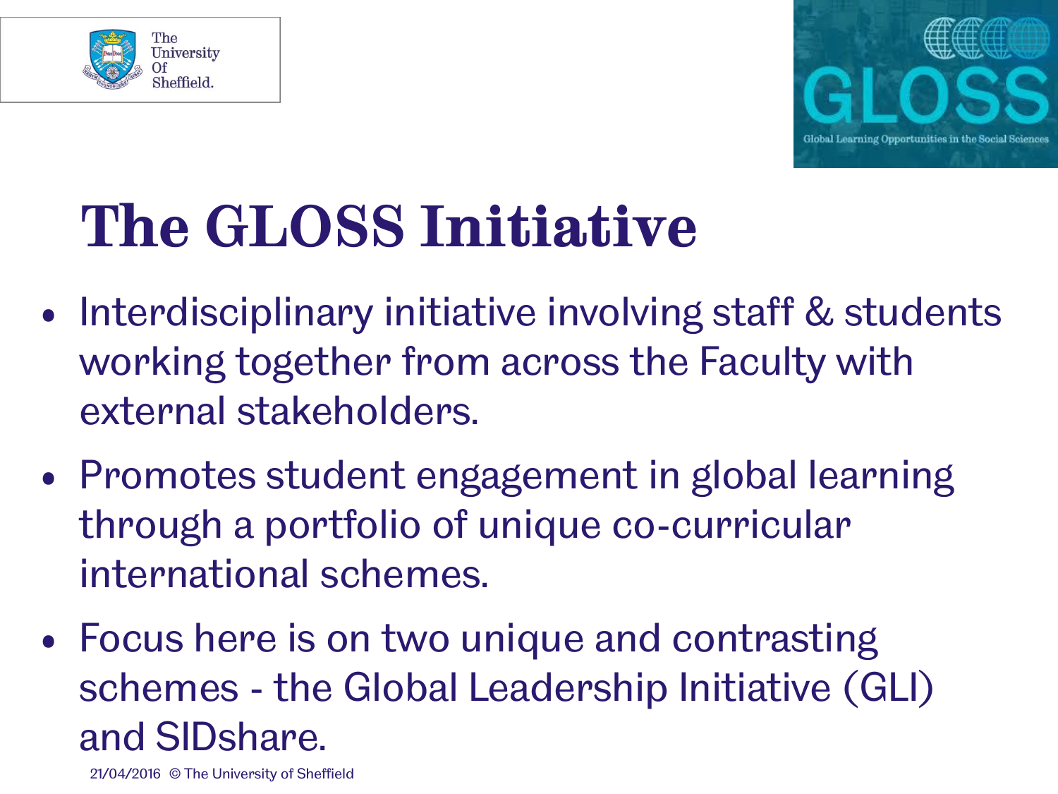# The GLOSS Initiative

- Interdisciplinary initiative involving staff & students working together from across the Faculty with external stakeholders.
- Promotes student engagement in global learning through a portfolio of unique co-curricular international schemes.
- Focus here is on two unique and contrasting schemes - the Global Leadership Initiative (GLI) and SIDshare.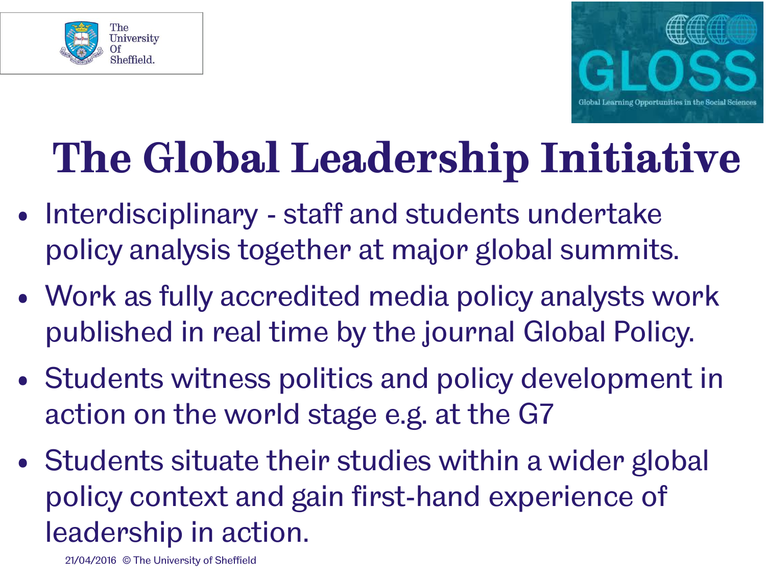# The Global Leadership Initiative

- Interdisciplinary - staff and students undertake policy analysis together at major global summits.
- Work as fully accredited media policy analysts work published in real time by the journal Global Policy.
- Students witness politics and policy development in action on the world stage e.g. at the G7
- Students situate their studies within a wider global policy context and gain first-hand experience of leadership in action.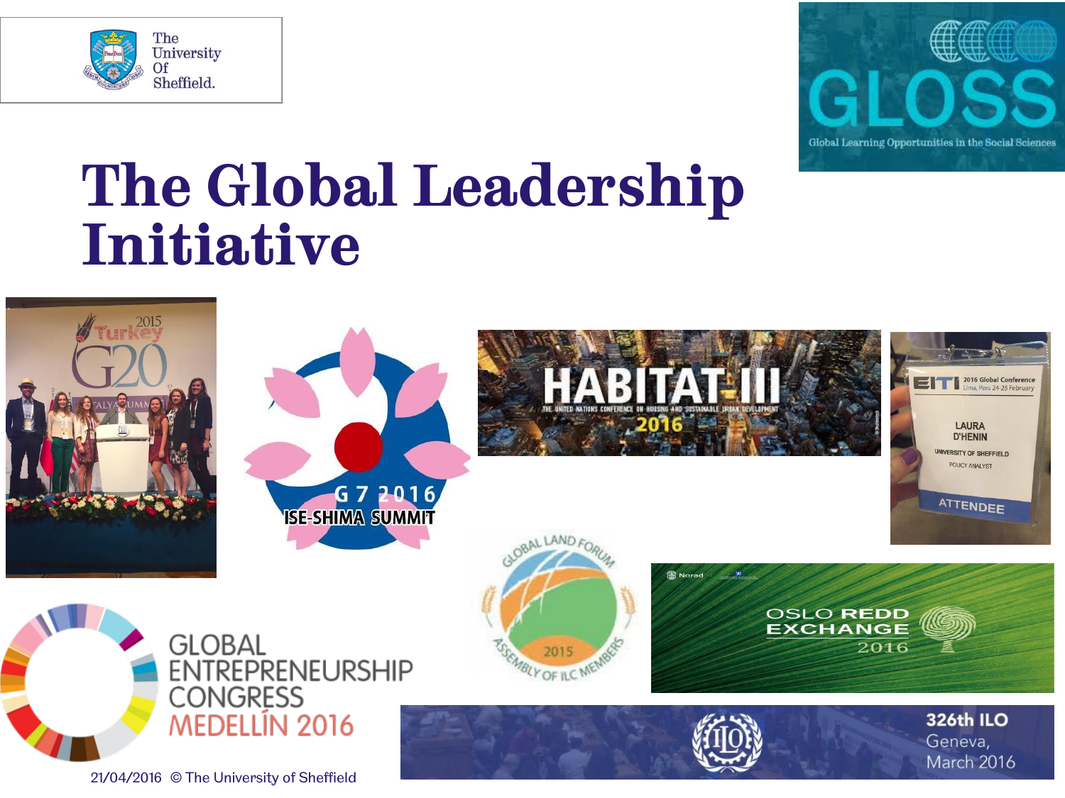# The Global Leadership Initiative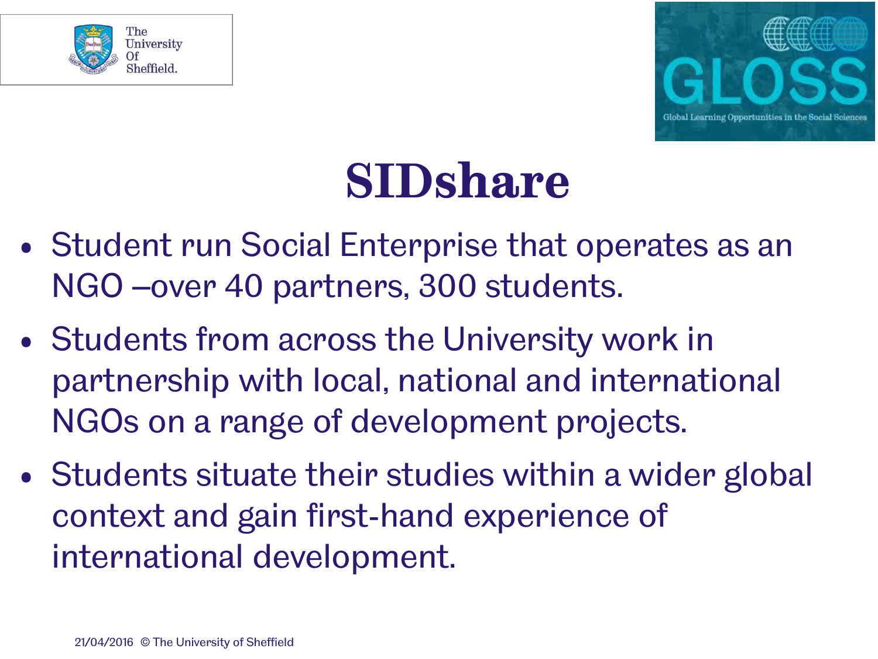# SIDshare

- Student run Social Enterprise that operates as an NGO –over 40 partners, 300 students.
- Students from across the University work in partnership with local, national and international NGOs on a range of development projects.
- Students situate their studies within a wider global context and gain first-hand experience of international development.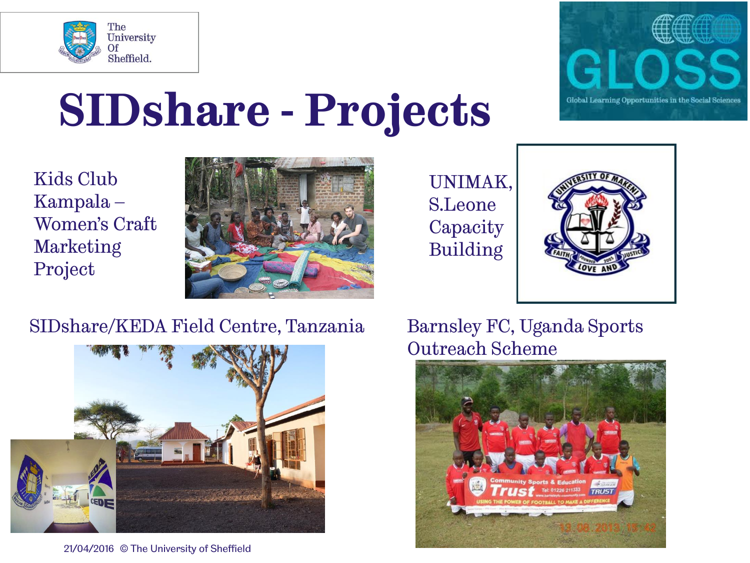# SIDshare - Projects

Kids Club Kampala – Women's Craft Marketing Project

UNIMAK, S.Leone Capacity Building

SIDshare/KEDA Field Centre, Tanzania

Barnsley FC, Uganda Sports Outreach Scheme

21/04/2016 © The University of Sheffield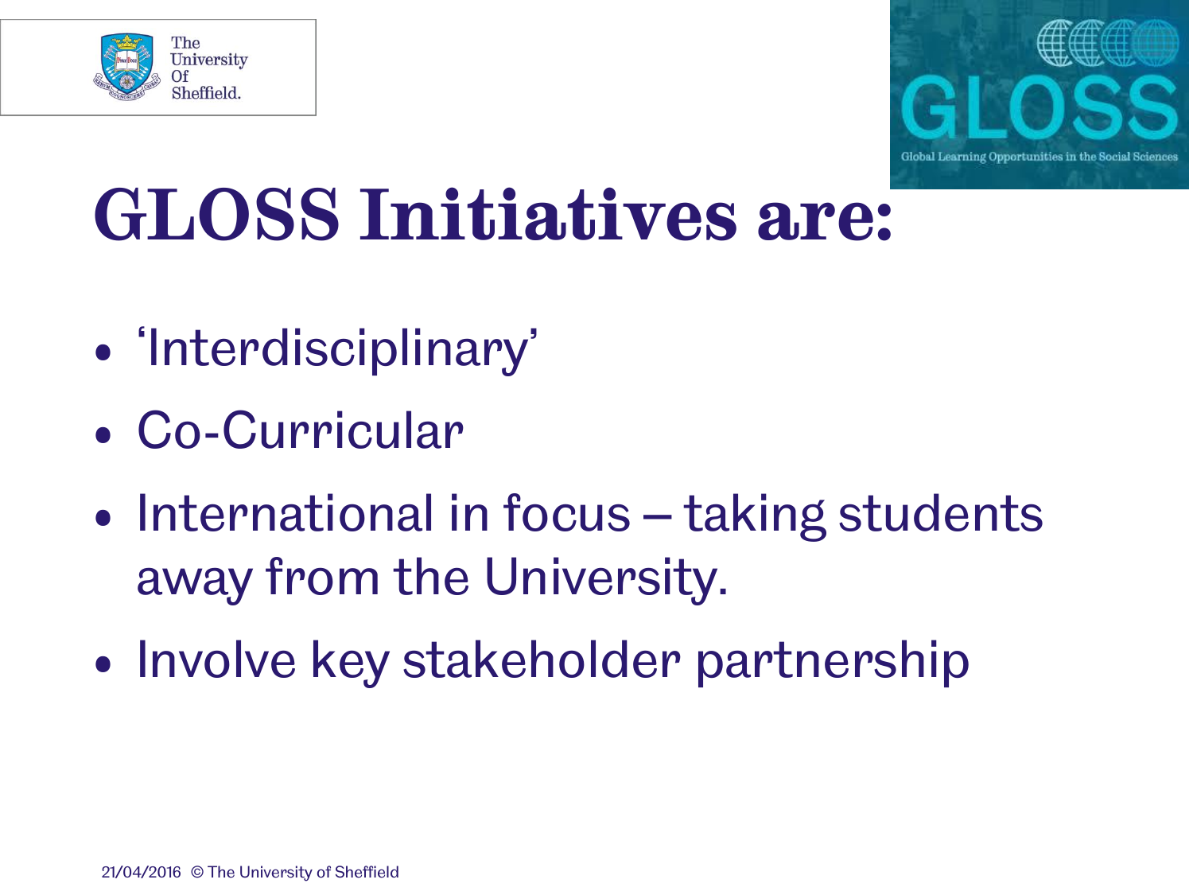# GLOSS Initiatives are:

- 'Interdisciplinary'
- Co-Curricular
- International in focus – taking students away from the University.
- Involve key stakeholder partnership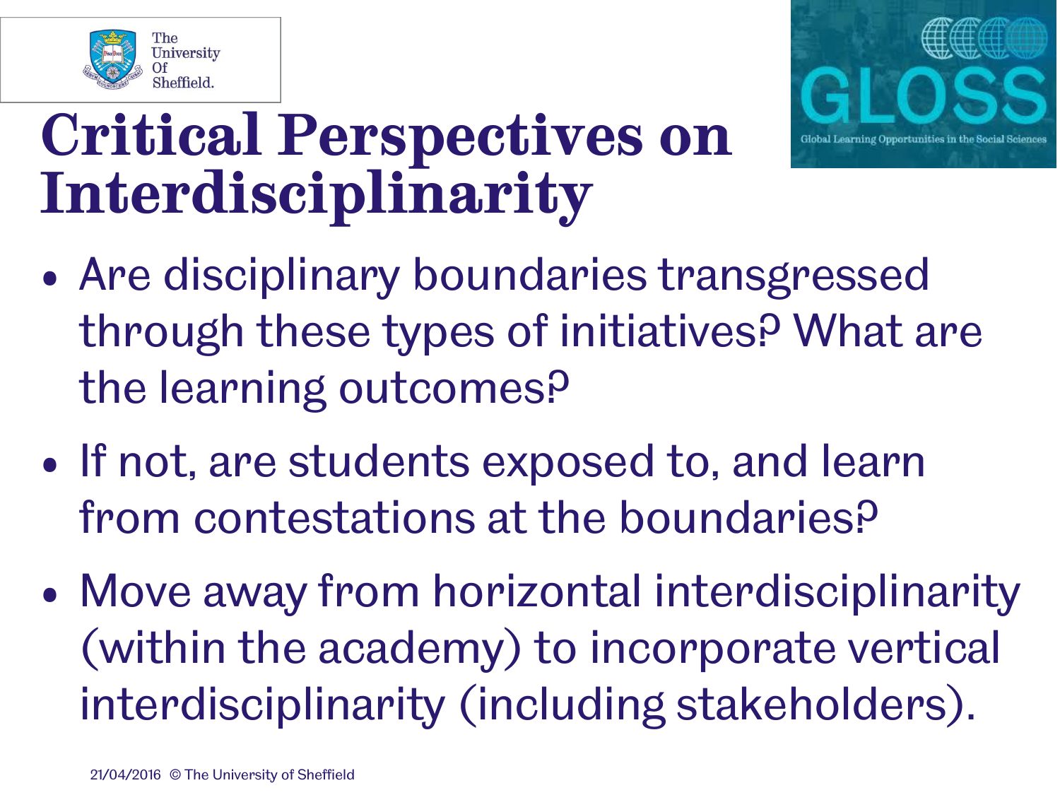# Critical Perspectives on Interdisciplinarity

- Are disciplinary boundaries transgressed through these types of initiatives? What are the learning outcomes?
- If not, are students exposed to, and learn from contestations at the boundaries?
- Move away from horizontal interdisciplinarity (within the academy) to incorporate vertical interdisciplinarity (including stakeholders).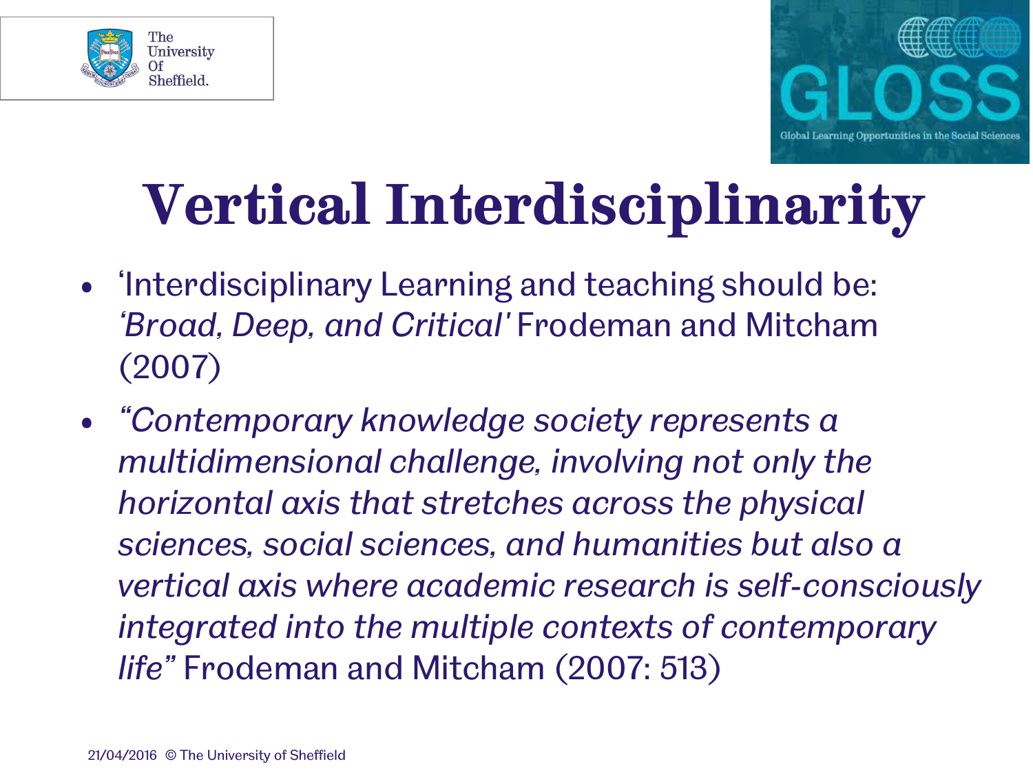# Vertical Interdisciplinarity

- 'Interdisciplinary Learning and teaching should be: *'Broad, Deep, and Critical'* Frodeman and Mitcham (2007)
- *"Contemporary knowledge society represents a multidimensional challenge, involving not only the horizontal axis that stretches across the physical sciences, social sciences, and humanities but also a vertical axis where academic research is self-consciously integrated into the multiple contexts of contemporary life"* Frodeman and Mitcham (2007: 513)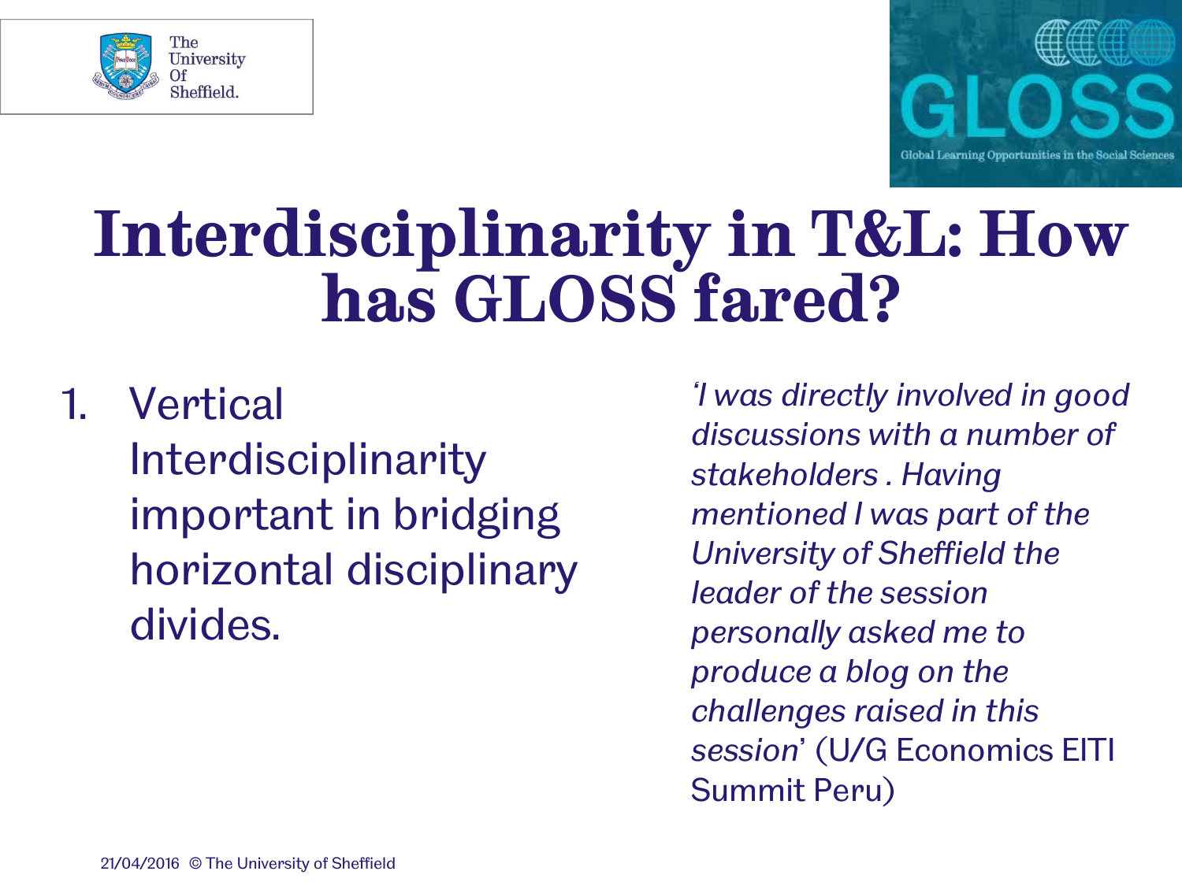# Interdisciplinarity in T&L: How has GLOSS fared?

1. Vertical Interdisciplinarity important in bridging horizontal disciplinary divides.

*'I was directly involved in good discussions with a number of stakeholders . Having mentioned I was part of the University of Sheffield the leader of the session personally asked me to produce a blog on the challenges raised in this session'* (U/G Economics EITI Summit Peru)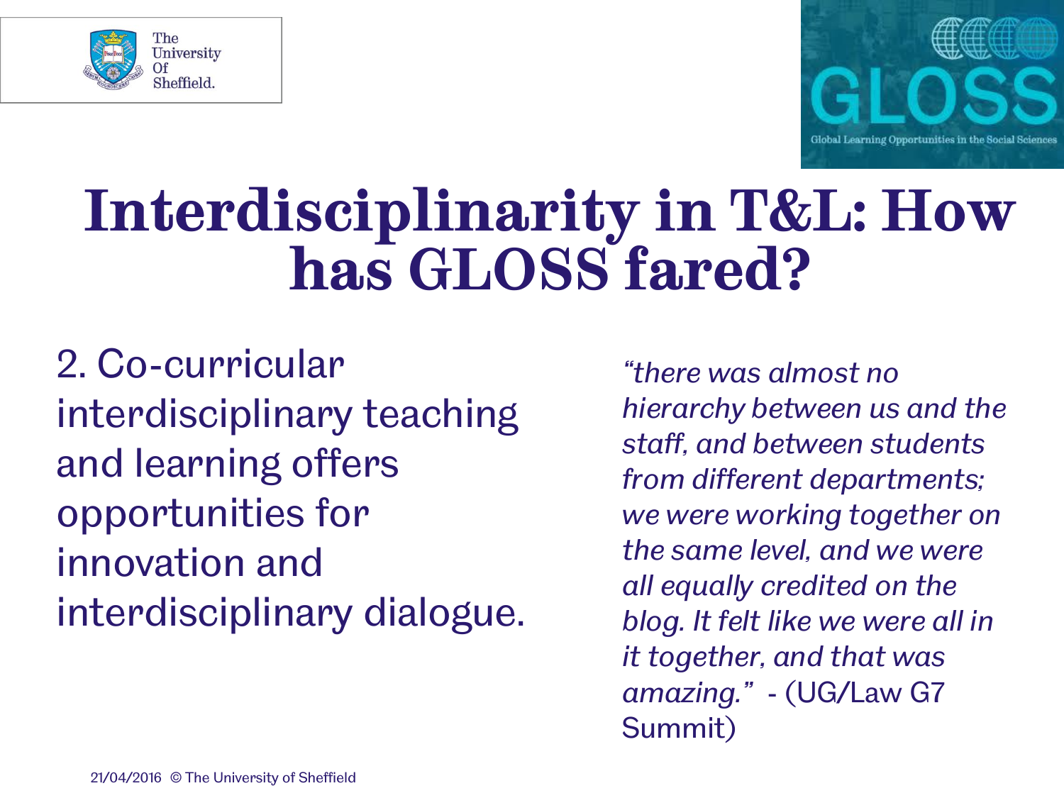# Interdisciplinarity in T&L: How has GLOSS fared?

2. Co-curricular interdisciplinary teaching and learning offers opportunities for innovation and interdisciplinary dialogue.

*"there was almost no hierarchy between us and the staff, and between students from different departments; we were working together on the same level, and we were all equally credited on the blog. It felt like we were all in it together, and that was amazing."* - (UG/Law G7 Summit)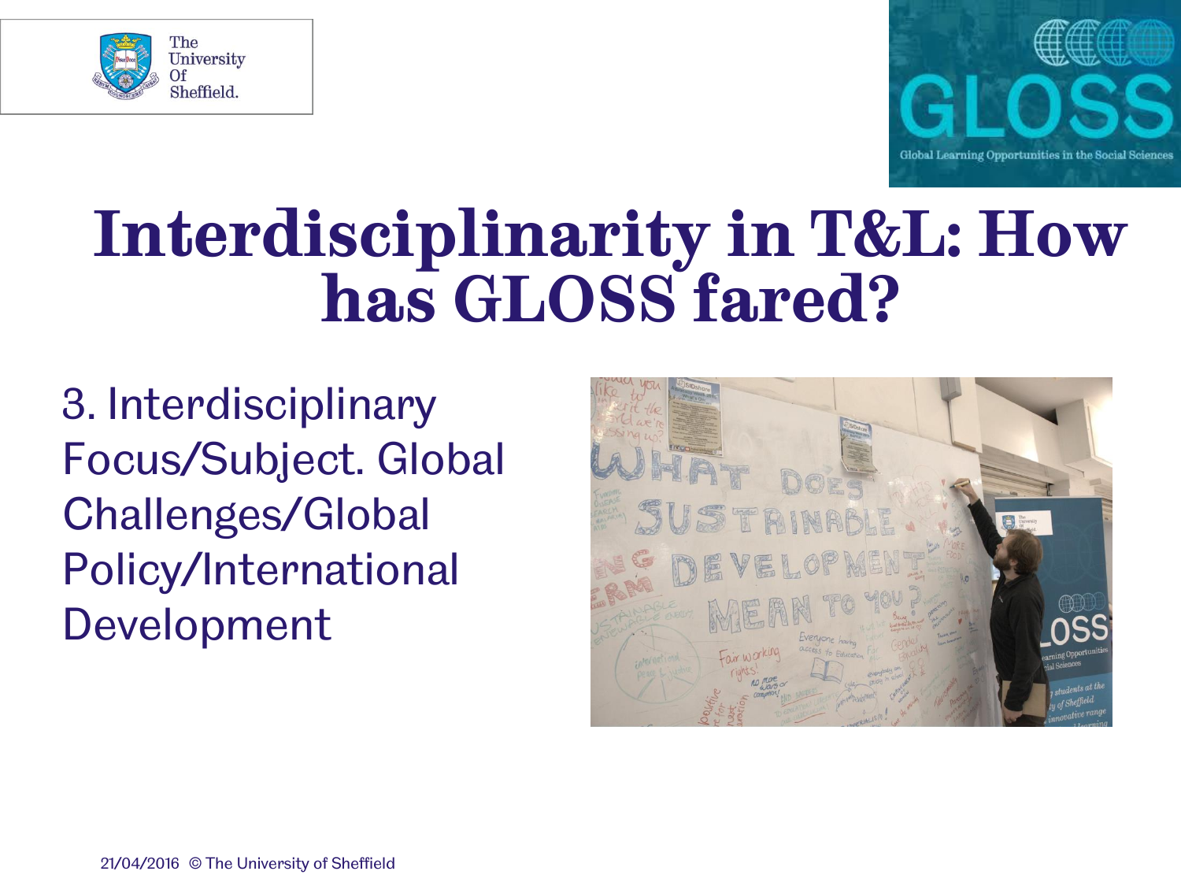# Interdisciplinarity in T&L: How has GLOSS fared?

3. Interdisciplinary Focus/Subject. Global Challenges/Global Policy/International Development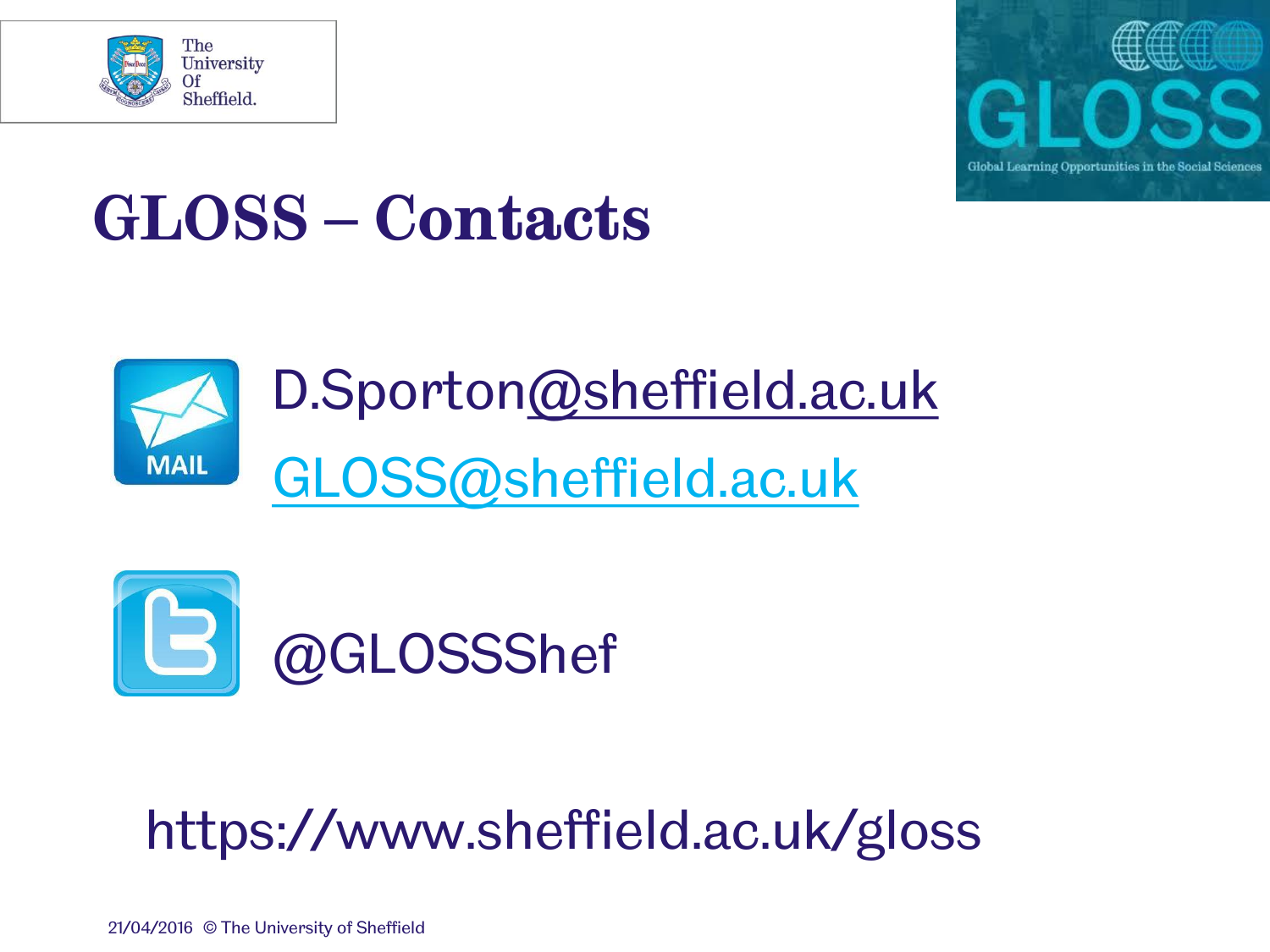# GLOSS – Contacts

D.Sporton@sheffield.ac.uk

GLOSS@sheffield.ac.uk

@GLOSSShef

https://www.sheffield.ac.uk/gloss